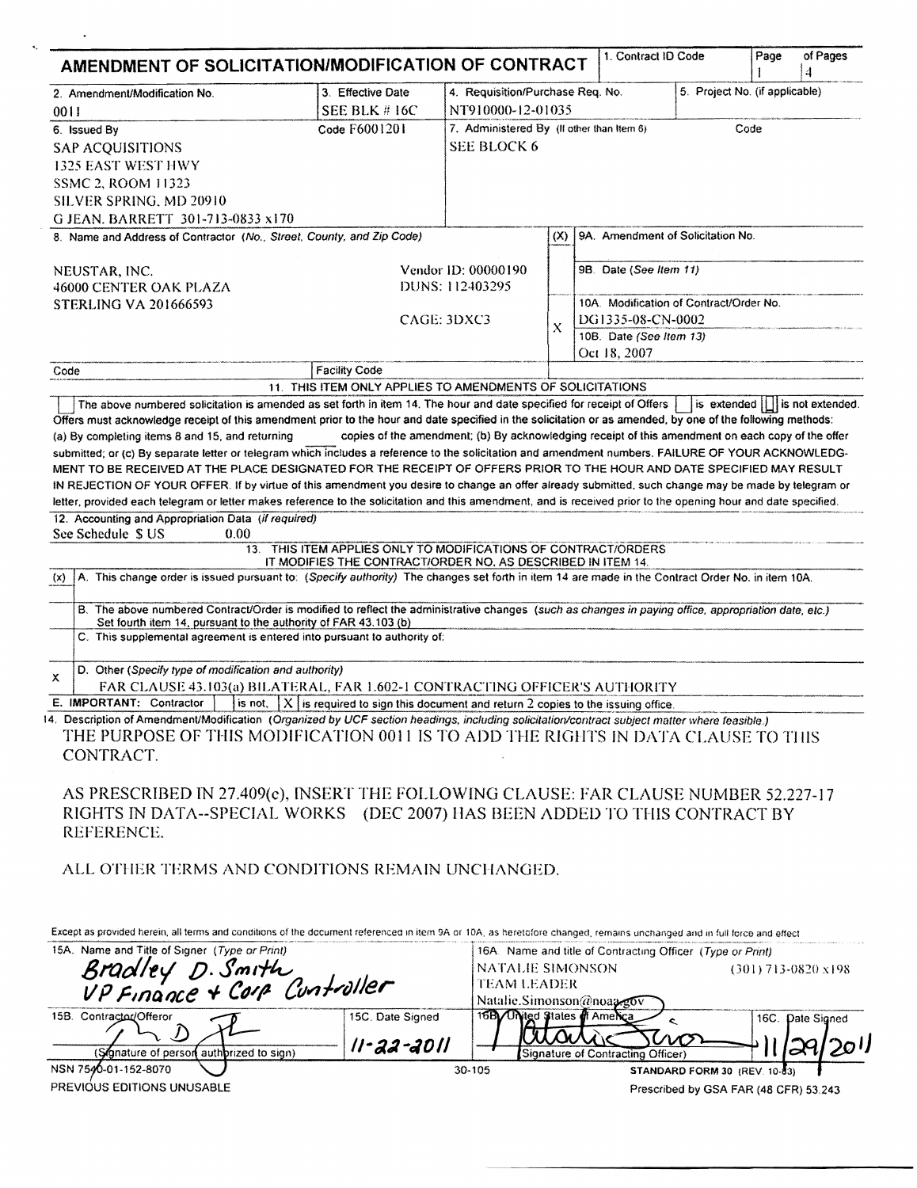# AMENDMENT OF SOLICITATION/MODIFICATION OF CONTRACT

| 1. Contract ID Code | Page | of Pages |
|---|---|---|
| | 1 | 4 |

| 2. Amendment/Modification No. | 3. Effective Date | 4. Requisition/Purchase Req. No. | 5. Project No. (if applicable) |
|---|---|---|---|
| 0011 | SEE BLK # 16C | NT910000-12-01035 | |

| 6. Issued By | Code F6001201 | 7. Administered By (If other than Item 6) | Code |
|---|---|---|---|
| SAP ACQUISITIONS<br>1325 EAST WEST HWY<br>SSMC 2, ROOM 11323<br>SILVER SPRING, MD 20910<br>G JEAN. BARRETT 301-713-0833 x170 | | SEE BLOCK 6 | |

**8. Name and Address of Contractor** (No., Street, County, and Zip Code)

NEUSTAR, INC.
46000 CENTER OAK PLAZA
STERLING VA 201666593

Vendor ID: 00000190
DUNS: 112403295
CAGE: 3DXC3

| (X) | |
|---|---|
| | 9A. Amendment of Solicitation No. |
| | 9B. Date (See Item 11) |
| X | 10A. Modification of Contract/Order No.<br>DG1335-08-CN-0002 |
| | 10B. Date (See Item 13)<br>Oct 18, 2007 |

| Code | Facility Code |
|---|---|
| | |

## 11. THIS ITEM ONLY APPLIES TO AMENDMENTS OF SOLICITATIONS

[ ] The above numbered solicitation is amended as set forth in item 14. The hour and date specified for receipt of Offers [ ] is extended [ ] is not extended.
Offers must acknowledge receipt of this amendment prior to the hour and date specified in the solicitation or as amended, by one of the following methods:
(a) By completing items 8 and 15, and returning ______ copies of the amendment; (b) By acknowledging receipt of this amendment on each copy of the offer submitted; or (c) By separate letter or telegram which includes a reference to the solicitation and amendment numbers. FAILURE OF YOUR ACKNOWLEDGMENT TO BE RECEIVED AT THE PLACE DESIGNATED FOR THE RECEIPT OF OFFERS PRIOR TO THE HOUR AND DATE SPECIFIED MAY RESULT IN REJECTION OF YOUR OFFER. If by virtue of this amendment you desire to change an offer already submitted, such change may be made by telegram or letter, provided each telegram or letter makes reference to the solicitation and this amendment, and is received prior to the opening hour and date specified.

**12. Accounting and Appropriation Data** (if required)
See Schedule $ US 0.00

## 13. THIS ITEM APPLIES ONLY TO MODIFICATIONS OF CONTRACT/ORDERS
IT MODIFIES THE CONTRACT/ORDER NO. AS DESCRIBED IN ITEM 14.

| (x) | |
|---|---|
| | A. This change order is issued pursuant to: (Specify authority) The changes set forth in item 14 are made in the Contract Order No. in item 10A. |
| | B. The above numbered Contract/Order is modified to reflect the administrative changes (such as changes in paying office, appropriation date, etc.) Set fourth item 14, pursuant to the authority of FAR 43.103 (b) |
| | C. This supplemental agreement is entered into pursuant to authority of: |
| X | D. Other (Specify type of modification and authority)<br>FAR CLAUSE 43.103(a) BILATERAL, FAR 1.602-1 CONTRACTING OFFICER'S AUTHORITY |

E. IMPORTANT: Contractor [ ] is not, [X] is required to sign this document and return 2 copies to the issuing office.

**14. Description of Amendment/Modification** (Organized by UCF section headings, including solicitation/contract subject matter where feasible.)

THE PURPOSE OF THIS MODIFICATION 0011 IS TO ADD THE RIGHTS IN DATA CLAUSE TO THIS CONTRACT.

AS PRESCRIBED IN 27.409(c), INSERT THE FOLLOWING CLAUSE: FAR CLAUSE NUMBER 52.227-17 RIGHTS IN DATA--SPECIAL WORKS (DEC 2007) HAS BEEN ADDED TO THIS CONTRACT BY REFERENCE.

ALL OTHER TERMS AND CONDITIONS REMAIN UNCHANGED.

Except as provided herein, all terms and conditions of the document referenced in item 9A or 10A, as heretofore changed, remains unchanged and in full force and effect

| 15A. Name and Title of Signer (Type or Print) | | 16A. Name and title of Contracting Officer (Type or Print) | |
|---|---|---|---|
| Bradley D. Smith<br>VP Finance + Corp Controller | | NATALIE SIMONSON (301) 713-0820 x198<br>TEAM LEADER<br>Natalie.Simonson@noaa.gov | |
| 15B. Contractor/Offeror | 15C. Date Signed | 16B. United States of America | 16C. Date Signed |
| [Signature]<br>(Signature of person authorized to sign) | 11-22-2011 | [Signature]<br>(Signature of Contracting Officer) | 11/29/2011 |

NSN 7540-01-152-8070
PREVIOUS EDITIONS UNUSABLE

30-105

STANDARD FORM 30 (REV. 10-83)
Prescribed by GSA FAR (48 CFR) 53.243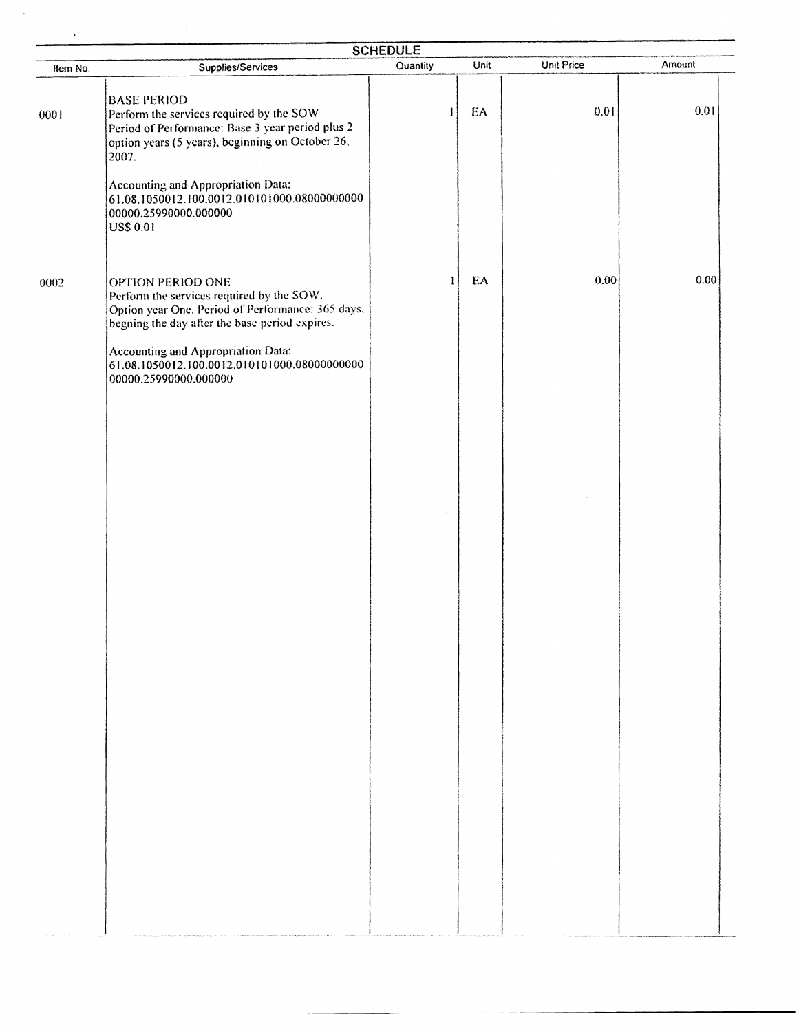## SCHEDULE

| Item No. | Supplies/Services | Quantity | Unit | Unit Price | Amount |
|---|---|---|---|---|---|
| 0001 | BASE PERIOD<br>Perform the services required by the SOW<br>Period of Performance: Base 3 year period plus 2 option years (5 years), beginning on October 26, 2007.<br><br>Accounting and Appropriation Data:<br>61.08.1050012.100.0012.010101000.08000000000 00000.25990000.000000<br>US$ 0.01 | 1 | EA | 0.01 | 0.01 |
| 0002 | OPTION PERIOD ONE<br>Perform the services required by the SOW.<br>Option year One. Period of Performance: 365 days, begning the day after the base period expires.<br><br>Accounting and Appropriation Data:<br>61.08.1050012.100.0012.010101000.08000000000 00000.25990000.000000 | 1 | EA | 0.00 | 0.00 |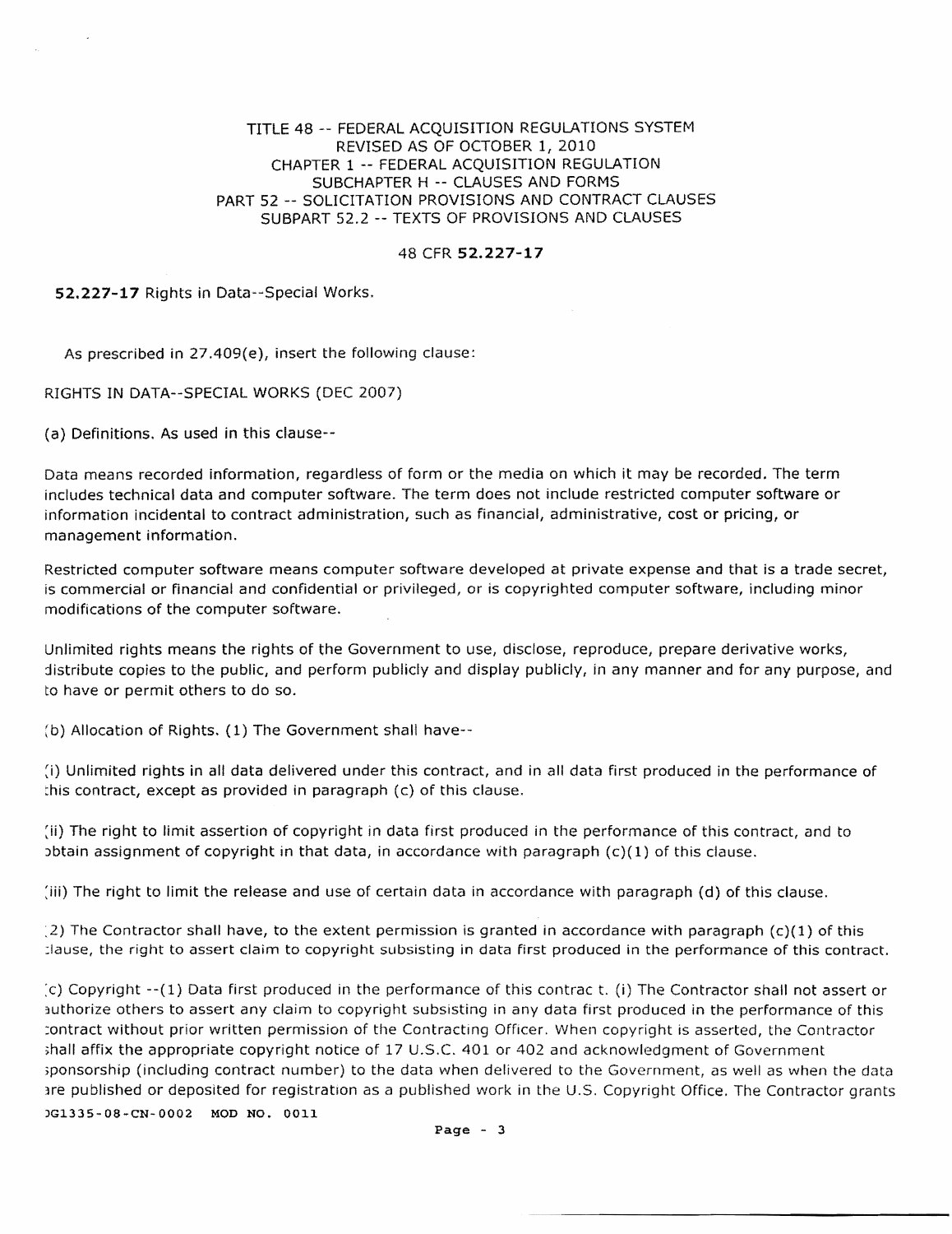TITLE 48 -- FEDERAL ACQUISITION REGULATIONS SYSTEM
REVISED AS OF OCTOBER 1, 2010
CHAPTER 1 -- FEDERAL ACQUISITION REGULATION
SUBCHAPTER H -- CLAUSES AND FORMS
PART 52 -- SOLICITATION PROVISIONS AND CONTRACT CLAUSES
SUBPART 52.2 -- TEXTS OF PROVISIONS AND CLAUSES

48 CFR **52.227-17**

**52.227-17** Rights in Data--Special Works.

As prescribed in 27.409(e), insert the following clause:

RIGHTS IN DATA--SPECIAL WORKS (DEC 2007)

(a) Definitions. As used in this clause--

Data means recorded information, regardless of form or the media on which it may be recorded. The term includes technical data and computer software. The term does not include restricted computer software or information incidental to contract administration, such as financial, administrative, cost or pricing, or management information.

Restricted computer software means computer software developed at private expense and that is a trade secret, is commercial or financial and confidential or privileged, or is copyrighted computer software, including minor modifications of the computer software.

Unlimited rights means the rights of the Government to use, disclose, reproduce, prepare derivative works, distribute copies to the public, and perform publicly and display publicly, in any manner and for any purpose, and to have or permit others to do so.

(b) Allocation of Rights. (1) The Government shall have--

(i) Unlimited rights in all data delivered under this contract, and in all data first produced in the performance of this contract, except as provided in paragraph (c) of this clause.

(ii) The right to limit assertion of copyright in data first produced in the performance of this contract, and to obtain assignment of copyright in that data, in accordance with paragraph (c)(1) of this clause.

(iii) The right to limit the release and use of certain data in accordance with paragraph (d) of this clause.

(2) The Contractor shall have, to the extent permission is granted in accordance with paragraph (c)(1) of this clause, the right to assert claim to copyright subsisting in data first produced in the performance of this contract.

(c) Copyright --(1) Data first produced in the performance of this contrac t. (i) The Contractor shall not assert or authorize others to assert any claim to copyright subsisting in any data first produced in the performance of this contract without prior written permission of the Contracting Officer. When copyright is asserted, the Contractor shall affix the appropriate copyright notice of 17 U.S.C. 401 or 402 and acknowledgment of Government sponsorship (including contract number) to the data when delivered to the Government, as well as when the data are published or deposited for registration as a published work in the U.S. Copyright Office. The Contractor grants

DG1335-08-CN-0002 MOD NO. 0011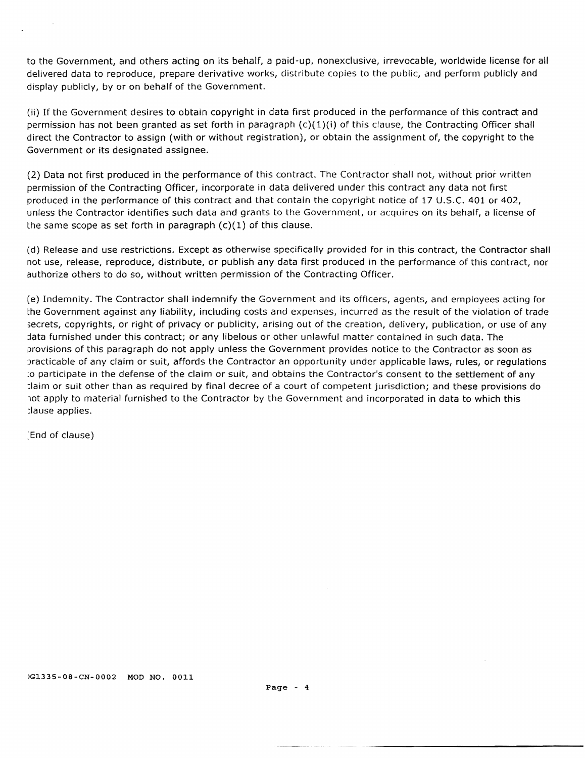to the Government, and others acting on its behalf, a paid-up, nonexclusive, irrevocable, worldwide license for all delivered data to reproduce, prepare derivative works, distribute copies to the public, and perform publicly and display publicly, by or on behalf of the Government.

(ii) If the Government desires to obtain copyright in data first produced in the performance of this contract and permission has not been granted as set forth in paragraph (c)(1)(i) of this clause, the Contracting Officer shall direct the Contractor to assign (with or without registration), or obtain the assignment of, the copyright to the Government or its designated assignee.

(2) Data not first produced in the performance of this contract. The Contractor shall not, without prior written permission of the Contracting Officer, incorporate in data delivered under this contract any data not first produced in the performance of this contract and that contain the copyright notice of 17 U.S.C. 401 or 402, unless the Contractor identifies such data and grants to the Government, or acquires on its behalf, a license of the same scope as set forth in paragraph (c)(1) of this clause.

(d) Release and use restrictions. Except as otherwise specifically provided for in this contract, the Contractor shall not use, release, reproduce, distribute, or publish any data first produced in the performance of this contract, nor authorize others to do so, without written permission of the Contracting Officer.

(e) Indemnity. The Contractor shall indemnify the Government and its officers, agents, and employees acting for the Government against any liability, including costs and expenses, incurred as the result of the violation of trade secrets, copyrights, or right of privacy or publicity, arising out of the creation, delivery, publication, or use of any data furnished under this contract; or any libelous or other unlawful matter contained in such data. The provisions of this paragraph do not apply unless the Government provides notice to the Contractor as soon as practicable of any claim or suit, affords the Contractor an opportunity under applicable laws, rules, or regulations to participate in the defense of the claim or suit, and obtains the Contractor's consent to the settlement of any claim or suit other than as required by final decree of a court of competent jurisdiction; and these provisions do not apply to material furnished to the Contractor by the Government and incorporated in data to which this clause applies.

(End of clause)

)G1335-08-CN-0002 MOD NO. 0011